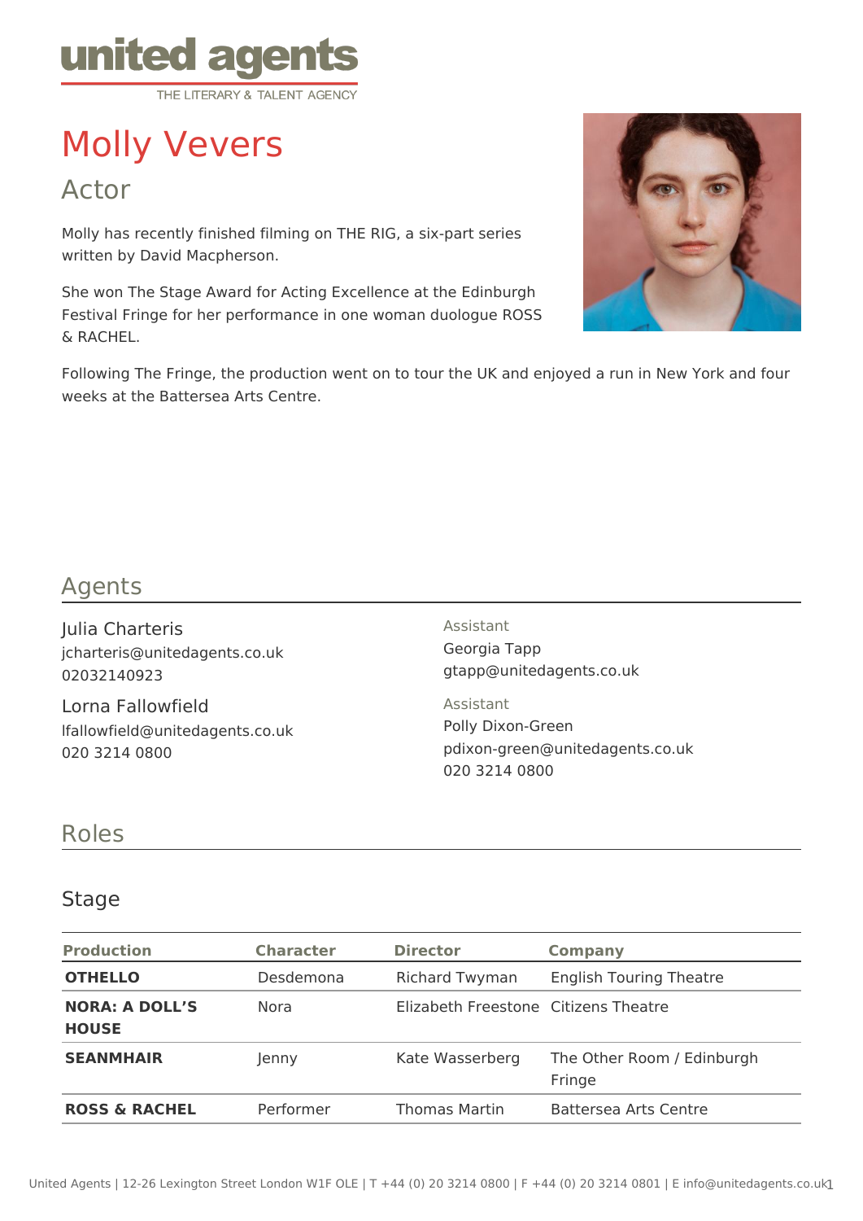united agents

THE LITERARY & TALENT AGENCY

# Molly Vevers

## Actor

Molly has recently finished filming on THE RIG, a six-part series written by David Macpherson.

She won The Stage Award for Acting Excellence at the Edinburgh Festival Fringe for her performance in one woman duologue ROSS & RACHEL.

Following The Fringe, the production went on to tour the UK and enjoyed a run in New York and four weeks at the Battersea Arts Centre.

## Agents

### Julia Charteris

jcharteris@unitedagents.co.uk
02032140923

### Lorna Fallowfield

lfallowfield@unitedagents.co.uk
020 3214 0800

Assistant
Georgia Tapp
gtapp@unitedagents.co.uk

Assistant
Polly Dixon-Green
pdixon-green@unitedagents.co.uk
020 3214 0800

## Roles

### Stage

| Production | Character | Director | Company |
|---|---|---|---|
| **OTHELLO** | Desdemona | Richard Twyman | English Touring Theatre |
| **NORA: A DOLL'S HOUSE** | Nora | Elizabeth Freestone | Citizens Theatre |
| **SEANMHAIR** | Jenny | Kate Wasserberg | The Other Room / Edinburgh Fringe |
| **ROSS & RACHEL** | Performer | Thomas Martin | Battersea Arts Centre |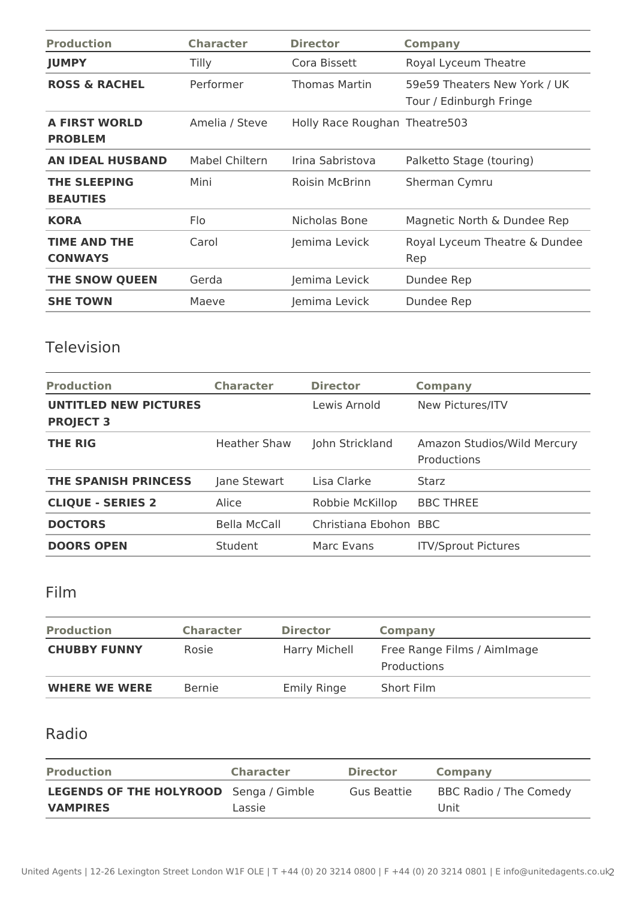| Production | Character | Director | Company |
|---|---|---|---|
| **JUMPY** | Tilly | Cora Bissett | Royal Lyceum Theatre |
| **ROSS & RACHEL** | Performer | Thomas Martin | 59e59 Theaters New York / UK Tour / Edinburgh Fringe |
| **A FIRST WORLD PROBLEM** | Amelia / Steve | Holly Race Roughan | Theatre503 |
| **AN IDEAL HUSBAND** | Mabel Chiltern | Irina Sabristova | Palketto Stage (touring) |
| **THE SLEEPING BEAUTIES** | Mini | Roisin McBrinn | Sherman Cymru |
| **KORA** | Flo | Nicholas Bone | Magnetic North & Dundee Rep |
| **TIME AND THE CONWAYS** | Carol | Jemima Levick | Royal Lyceum Theatre & Dundee Rep |
| **THE SNOW QUEEN** | Gerda | Jemima Levick | Dundee Rep |
| **SHE TOWN** | Maeve | Jemima Levick | Dundee Rep |

## Television

| Production | Character | Director | Company |
|---|---|---|---|
| **UNTITLED NEW PICTURES PROJECT 3** | | Lewis Arnold | New Pictures/ITV |
| **THE RIG** | Heather Shaw | John Strickland | Amazon Studios/Wild Mercury Productions |
| **THE SPANISH PRINCESS** | Jane Stewart | Lisa Clarke | Starz |
| **CLIQUE - SERIES 2** | Alice | Robbie McKillop | BBC THREE |
| **DOCTORS** | Bella McCall | Christiana Ebohon | BBC |
| **DOORS OPEN** | Student | Marc Evans | ITV/Sprout Pictures |

## Film

| Production | Character | Director | Company |
|---|---|---|---|
| **CHUBBY FUNNY** | Rosie | Harry Michell | Free Range Films / AimImage Productions |
| **WHERE WE WERE** | Bernie | Emily Ringe | Short Film |

## Radio

| Production | Character | Director | Company |
|---|---|---|---|
| **LEGENDS OF THE HOLYROOD VAMPIRES** | Senga / Gimble Lassie | Gus Beattie | BBC Radio / The Comedy Unit |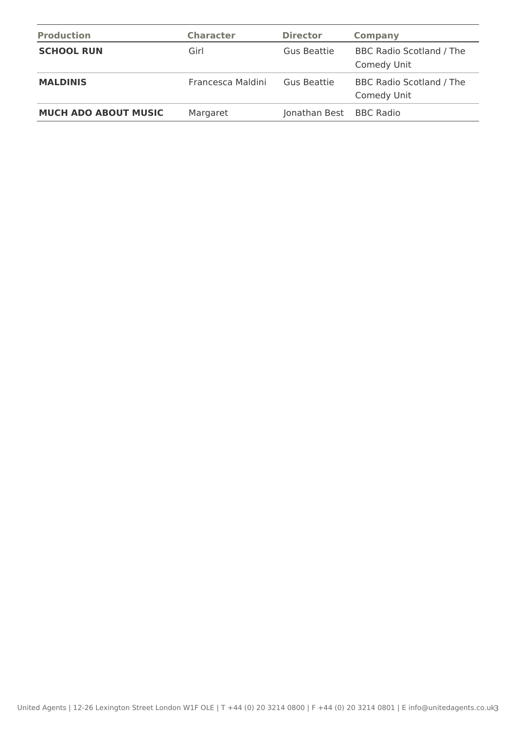| Production | Character | Director | Company |
| --- | --- | --- | --- |
| **SCHOOL RUN** | Girl | Gus Beattie | BBC Radio Scotland / The Comedy Unit |
| **MALDINIS** | Francesca Maldini | Gus Beattie | BBC Radio Scotland / The Comedy Unit |
| **MUCH ADO ABOUT MUSIC** | Margaret | Jonathan Best | BBC Radio |